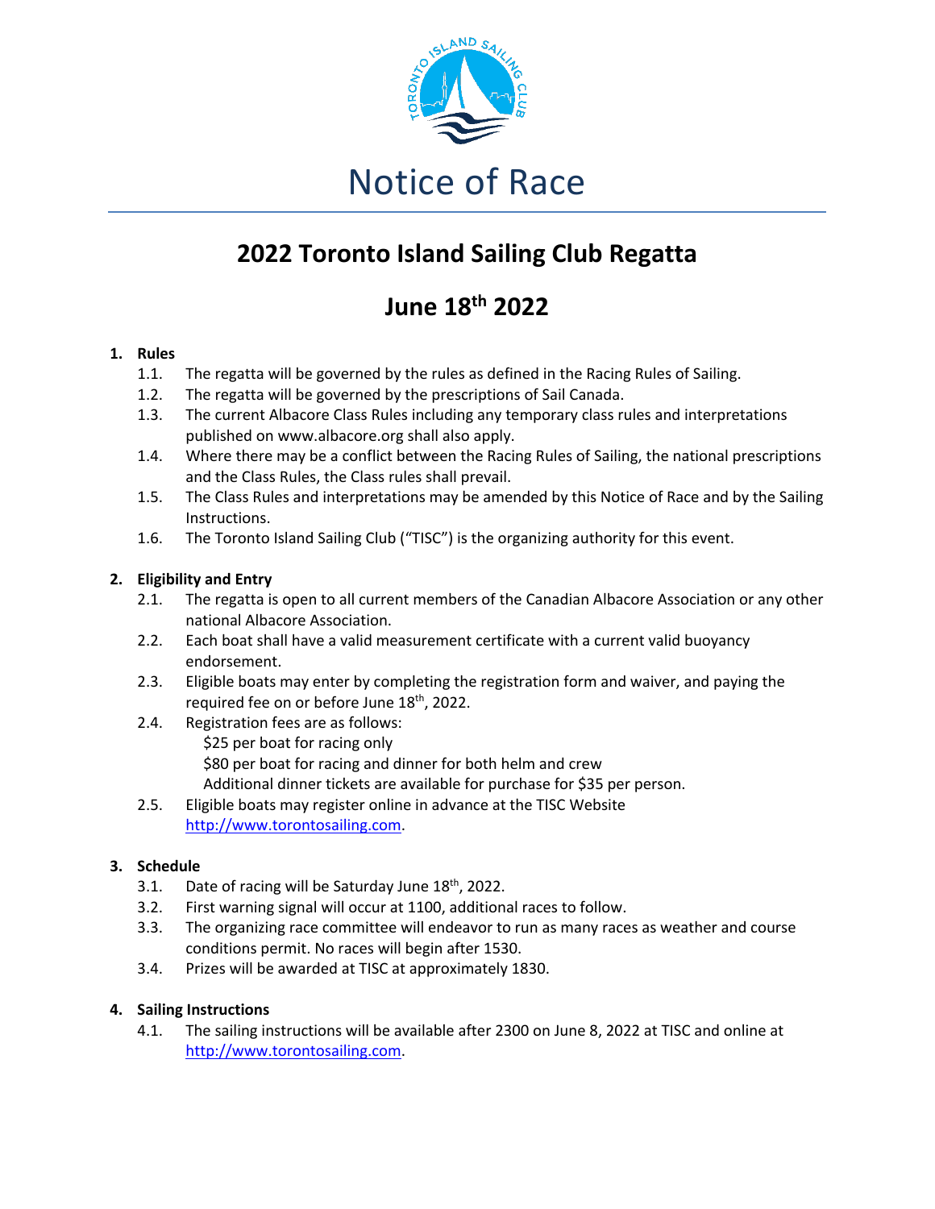# Notice of Race

## 2022 Toronto Island Sailing Club Regatta

## June 18th 2022

**1. Rules**

1.1. The regatta will be governed by the rules as defined in the Racing Rules of Sailing.

1.2. The regatta will be governed by the prescriptions of Sail Canada.

1.3. The current Albacore Class Rules including any temporary class rules and interpretations published on www.albacore.org shall also apply.

1.4. Where there may be a conflict between the Racing Rules of Sailing, the national prescriptions and the Class Rules, the Class rules shall prevail.

1.5. The Class Rules and interpretations may be amended by this Notice of Race and by the Sailing Instructions.

1.6. The Toronto Island Sailing Club ("TISC") is the organizing authority for this event.

**2. Eligibility and Entry**

2.1. The regatta is open to all current members of the Canadian Albacore Association or any other national Albacore Association.

2.2. Each boat shall have a valid measurement certificate with a current valid buoyancy endorsement.

2.3. Eligible boats may enter by completing the registration form and waiver, and paying the required fee on or before June 18th, 2022.

2.4. Registration fees are as follows:
$25 per boat for racing only
$80 per boat for racing and dinner for both helm and crew
Additional dinner tickets are available for purchase for $35 per person.

2.5. Eligible boats may register online in advance at the TISC Website http://www.torontosailing.com.

**3. Schedule**

3.1. Date of racing will be Saturday June 18th, 2022.

3.2. First warning signal will occur at 1100, additional races to follow.

3.3. The organizing race committee will endeavor to run as many races as weather and course conditions permit. No races will begin after 1530.

3.4. Prizes will be awarded at TISC at approximately 1830.

**4. Sailing Instructions**

4.1. The sailing instructions will be available after 2300 on June 8, 2022 at TISC and online at http://www.torontosailing.com.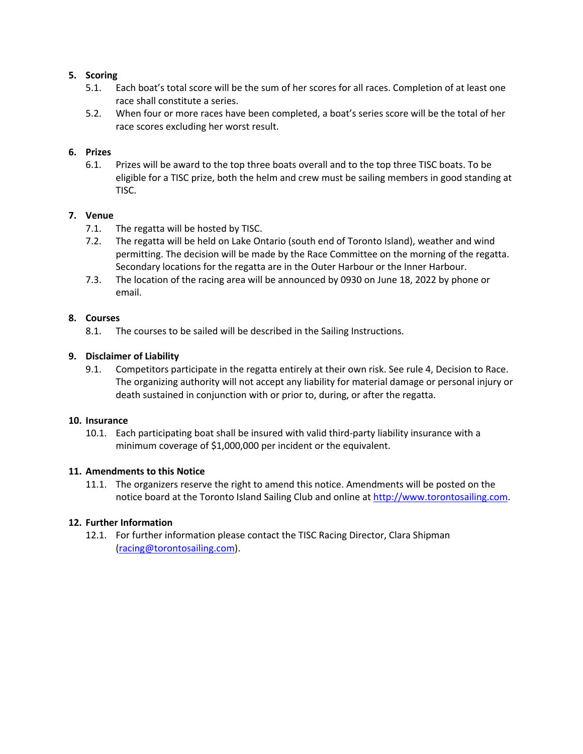## 5. Scoring

5.1. Each boat's total score will be the sum of her scores for all races. Completion of at least one race shall constitute a series.

5.2. When four or more races have been completed, a boat's series score will be the total of her race scores excluding her worst result.

## 6. Prizes

6.1. Prizes will be award to the top three boats overall and to the top three TISC boats. To be eligible for a TISC prize, both the helm and crew must be sailing members in good standing at TISC.

## 7. Venue

7.1. The regatta will be hosted by TISC.

7.2. The regatta will be held on Lake Ontario (south end of Toronto Island), weather and wind permitting. The decision will be made by the Race Committee on the morning of the regatta. Secondary locations for the regatta are in the Outer Harbour or the Inner Harbour.

7.3. The location of the racing area will be announced by 0930 on June 18, 2022 by phone or email.

## 8. Courses

8.1. The courses to be sailed will be described in the Sailing Instructions.

## 9. Disclaimer of Liability

9.1. Competitors participate in the regatta entirely at their own risk. See rule 4, Decision to Race. The organizing authority will not accept any liability for material damage or personal injury or death sustained in conjunction with or prior to, during, or after the regatta.

## 10. Insurance

10.1. Each participating boat shall be insured with valid third-party liability insurance with a minimum coverage of $1,000,000 per incident or the equivalent.

## 11. Amendments to this Notice

11.1. The organizers reserve the right to amend this notice. Amendments will be posted on the notice board at the Toronto Island Sailing Club and online at [http://www.torontosailing.com](http://www.torontosailing.com).

## 12. Further Information

12.1. For further information please contact the TISC Racing Director, Clara Shipman ([racing@torontosailing.com](mailto:racing@torontosailing.com)).